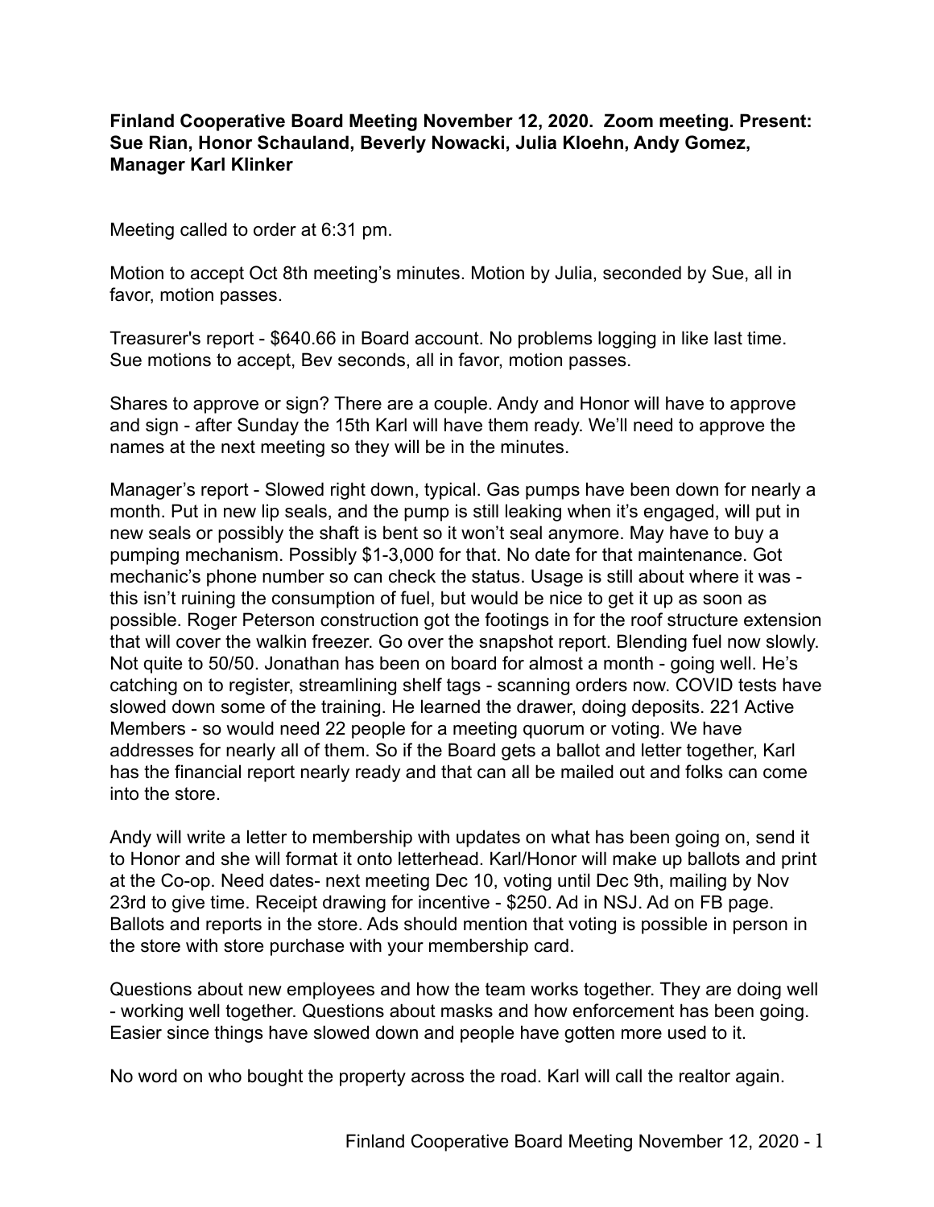**Finland Cooperative Board Meeting November 12, 2020. Zoom meeting. Present: Sue Rian, Honor Schauland, Beverly Nowacki, Julia Kloehn, Andy Gomez, Manager Karl Klinker**

Meeting called to order at 6:31 pm.

Motion to accept Oct 8th meeting's minutes. Motion by Julia, seconded by Sue, all in favor, motion passes.

Treasurer's report - $640.66 in Board account. No problems logging in like last time. Sue motions to accept, Bev seconds, all in favor, motion passes.

Shares to approve or sign? There are a couple. Andy and Honor will have to approve and sign - after Sunday the 15th Karl will have them ready. We'll need to approve the names at the next meeting so they will be in the minutes.

Manager's report - Slowed right down, typical. Gas pumps have been down for nearly a month. Put in new lip seals, and the pump is still leaking when it's engaged, will put in new seals or possibly the shaft is bent so it won't seal anymore. May have to buy a pumping mechanism. Possibly $1-3,000 for that. No date for that maintenance. Got mechanic's phone number so can check the status. Usage is still about where it was - this isn't ruining the consumption of fuel, but would be nice to get it up as soon as possible. Roger Peterson construction got the footings in for the roof structure extension that will cover the walkin freezer. Go over the snapshot report. Blending fuel now slowly. Not quite to 50/50. Jonathan has been on board for almost a month - going well. He's catching on to register, streamlining shelf tags - scanning orders now. COVID tests have slowed down some of the training. He learned the drawer, doing deposits. 221 Active Members - so would need 22 people for a meeting quorum or voting. We have addresses for nearly all of them. So if the Board gets a ballot and letter together, Karl has the financial report nearly ready and that can all be mailed out and folks can come into the store.

Andy will write a letter to membership with updates on what has been going on, send it to Honor and she will format it onto letterhead. Karl/Honor will make up ballots and print at the Co-op. Need dates- next meeting Dec 10, voting until Dec 9th, mailing by Nov 23rd to give time. Receipt drawing for incentive - $250. Ad in NSJ. Ad on FB page. Ballots and reports in the store. Ads should mention that voting is possible in person in the store with store purchase with your membership card.

Questions about new employees and how the team works together. They are doing well - working well together. Questions about masks and how enforcement has been going. Easier since things have slowed down and people have gotten more used to it.

No word on who bought the property across the road. Karl will call the realtor again.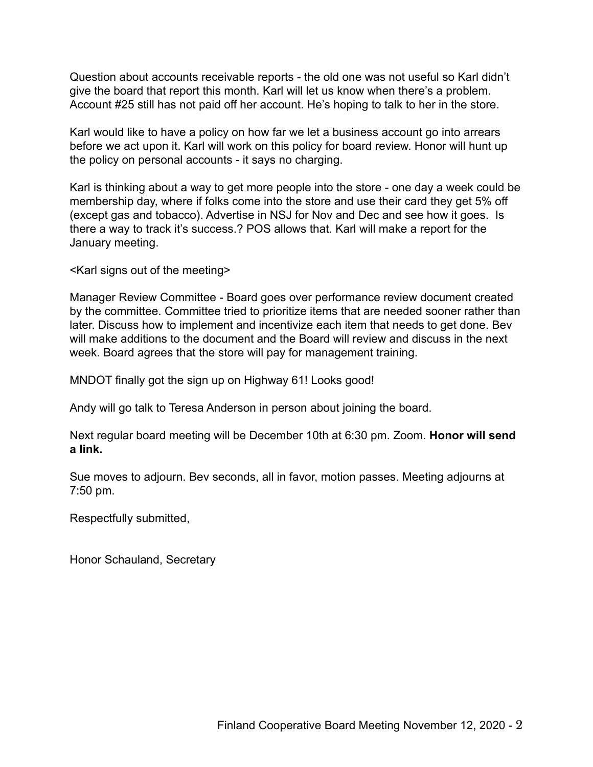Question about accounts receivable reports - the old one was not useful so Karl didn't give the board that report this month. Karl will let us know when there's a problem. Account #25 still has not paid off her account. He's hoping to talk to her in the store.

Karl would like to have a policy on how far we let a business account go into arrears before we act upon it. Karl will work on this policy for board review. Honor will hunt up the policy on personal accounts - it says no charging.

Karl is thinking about a way to get more people into the store - one day a week could be membership day, where if folks come into the store and use their card they get 5% off (except gas and tobacco). Advertise in NSJ for Nov and Dec and see how it goes. Is there a way to track it's success.? POS allows that. Karl will make a report for the January meeting.

<Karl signs out of the meeting>

Manager Review Committee - Board goes over performance review document created by the committee. Committee tried to prioritize items that are needed sooner rather than later. Discuss how to implement and incentivize each item that needs to get done. Bev will make additions to the document and the Board will review and discuss in the next week. Board agrees that the store will pay for management training.

MNDOT finally got the sign up on Highway 61! Looks good!

Andy will go talk to Teresa Anderson in person about joining the board.

Next regular board meeting will be December 10th at 6:30 pm. Zoom. **Honor will send a link.**

Sue moves to adjourn. Bev seconds, all in favor, motion passes. Meeting adjourns at 7:50 pm.

Respectfully submitted,

Honor Schauland, Secretary